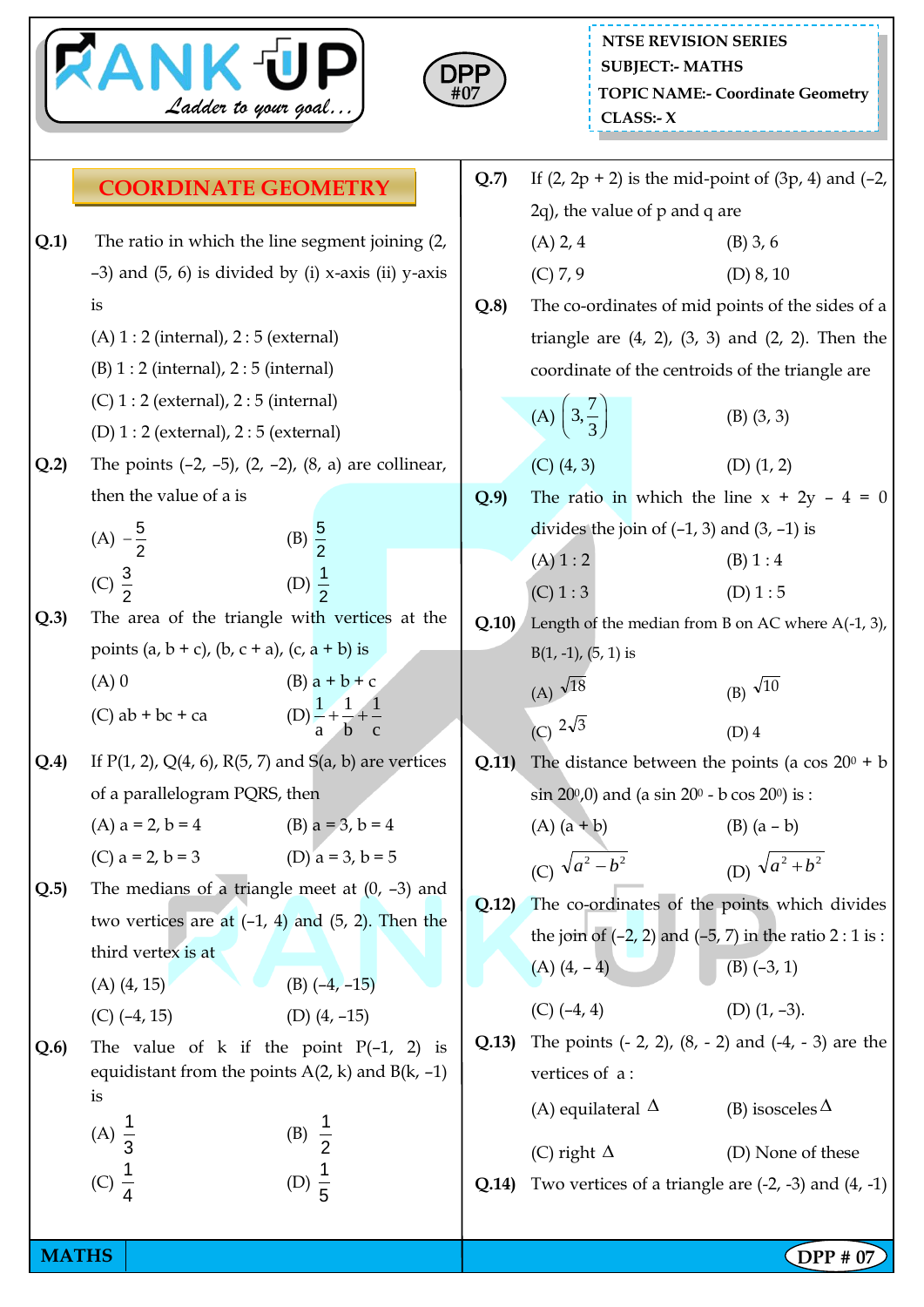NTSE REVISION SERIES
SUBJECT:- MATHS
TOPIC NAME:- Coordinate Geometry
CLASS:- X

DPP #07

# COORDINATE GEOMETRY

**Q.1)** The ratio in which the line segment joining (2, –3) and (5, 6) is divided by (i) x-axis (ii) y-axis is

(A) 1 : 2 (internal), 2 : 5 (external)
(B) 1 : 2 (internal), 2 : 5 (internal)
(C) 1 : 2 (external), 2 : 5 (internal)
(D) 1 : 2 (external), 2 : 5 (external)

**Q.2)** The points (–2, –5), (2, –2), (8, a) are collinear, then the value of a is

(A) $-\frac{5}{2}$ (B) $\frac{5}{2}$
(C) $\frac{3}{2}$ (D) $\frac{1}{2}$

**Q.3)** The area of the triangle with vertices at the points (a, b + c), (b, c + a), (c, a + b) is

(A) 0 (B) a + b + c
(C) ab + bc + ca (D) $\frac{1}{a}+\frac{1}{b}+\frac{1}{c}$

**Q.4)** If P(1, 2), Q(4, 6), R(5, 7) and S(a, b) are vertices of a parallelogram PQRS, then

(A) a = 2, b = 4 (B) a = 3, b = 4
(C) a = 2, b = 3 (D) a = 3, b = 5

**Q.5)** The medians of a triangle meet at (0, –3) and two vertices are at (–1, 4) and (5, 2). Then the third vertex is at

(A) (4, 15) (B) (–4, –15)
(C) (–4, 15) (D) (4, –15)

**Q.6)** The value of k if the point P(–1, 2) is equidistant from the points A(2, k) and B(k, –1) is

(A) $\frac{1}{3}$ (B) $\frac{1}{2}$
(C) $\frac{1}{4}$ (D) $\frac{1}{5}$

**Q.7)** If (2, 2p + 2) is the mid-point of (3p, 4) and (–2, 2q), the value of p and q are

(A) 2, 4 (B) 3, 6
(C) 7, 9 (D) 8, 10

**Q.8)** The co-ordinates of mid points of the sides of a triangle are (4, 2), (3, 3) and (2, 2). Then the coordinate of the centroids of the triangle are

(A) $\left(3, \frac{7}{3}\right)$ (B) (3, 3)
(C) (4, 3) (D) (1, 2)

**Q.9)** The ratio in which the line x + 2y – 4 = 0 divides the join of (–1, 3) and (3, –1) is

(A) 1 : 2 (B) 1 : 4
(C) 1 : 3 (D) 1 : 5

**Q.10)** Length of the median from B on AC where A(-1, 3), B(1, -1), (5, 1) is

(A) $\sqrt{18}$ (B) $\sqrt{10}$
(C) $2\sqrt{3}$ (D) 4

**Q.11)** The distance between the points (a cos 20$^0$ + b sin 20$^0$,0) and (a sin 20$^0$ - b cos 20$^0$) is :

(A) (a + b) (B) (a – b)
(C) $\sqrt{a^2 - b^2}$ (D) $\sqrt{a^2 + b^2}$

**Q.12)** The co-ordinates of the points which divides the join of (–2, 2) and (–5, 7) in the ratio 2 : 1 is :

(A) (4, – 4) (B) (–3, 1)
(C) (–4, 4) (D) (1, –3).

**Q.13)** The points (- 2, 2), (8, - 2) and (-4, - 3) are the vertices of a :

(A) equilateral $\Delta$ (B) isosceles $\Delta$
(C) right $\Delta$ (D) None of these

**Q.14)** Two vertices of a triangle are (-2, -3) and (4, -1)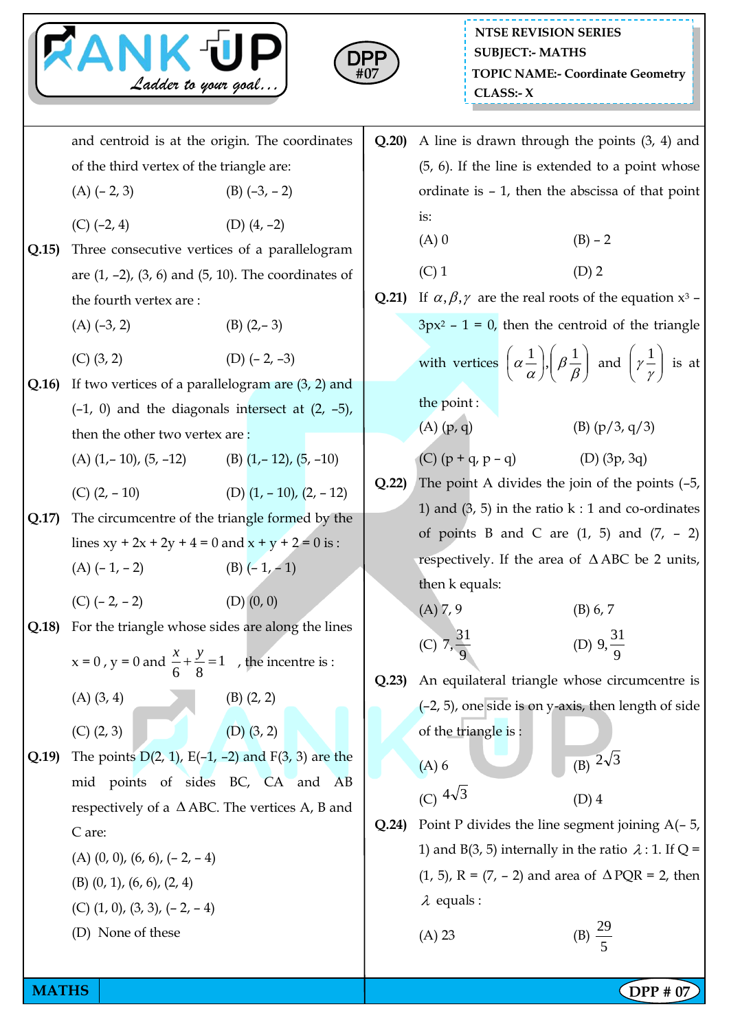and centroid is at the origin. The coordinates of the third vertex of the triangle are:

(A) (– 2, 3) (B) (–3, – 2)

(C) (–2, 4) (D) (4, –2)

**Q.15)** Three consecutive vertices of a parallelogram are (1, –2), (3, 6) and (5, 10). The coordinates of the fourth vertex are :

(A) (–3, 2) (B) (2,– 3)

(C) (3, 2) (D) (– 2, –3)

**Q.16)** If two vertices of a parallelogram are (3, 2) and (–1, 0) and the diagonals intersect at (2, –5), then the other two vertex are :

(A) (1,– 10), (5, –12) (B) (1,– 12), (5, –10)

(C) (2, – 10) (D) (1, – 10), (2, – 12)

**Q.17)** The circumcentre of the triangle formed by the lines xy + 2x + 2y + 4 = 0 and x + y + 2 = 0 is :

(A) (– 1, – 2) (B) (– 1, – 1)

(C) (– 2, – 2) (D) (0, 0)

**Q.18)** For the triangle whose sides are along the lines x = 0 , y = 0 and $\frac{x}{6}+\frac{y}{8}=1$ , the incentre is :

(A) (3, 4) (B) (2, 2)

(C) (2, 3) (D) (3, 2)

**Q.19)** The points D(2, 1), E(–1, –2) and F(3, 3) are the mid points of sides BC, CA and AB respectively of a $\Delta$ABC. The vertices A, B and C are:

(A) (0, 0), (6, 6), (– 2, – 4)

(B) (0, 1), (6, 6), (2, 4)

(C) (1, 0), (3, 3), (– 2, – 4)

(D) None of these

**Q.20)** A line is drawn through the points (3, 4) and (5, 6). If the line is extended to a point whose ordinate is – 1, then the abscissa of that point is:

(A) 0 (B) – 2

(C) 1 (D) 2

**Q.21)** If $\alpha,\beta,\gamma$ are the real roots of the equation $x^3$ – $3px^2$ – 1 = 0, then the centroid of the triangle with vertices $\left(\alpha\frac{1}{\alpha}\right),\left(\beta\frac{1}{\beta}\right)$ and $\left(\gamma\frac{1}{\gamma}\right)$ is at the point :

(A) (p, q) (B) (p/3, q/3)

(C) (p + q, p – q) (D) (3p, 3q)

**Q.22)** The point A divides the join of the points (–5, 1) and (3, 5) in the ratio k : 1 and co-ordinates of points B and C are (1, 5) and (7, – 2) respectively. If the area of $\Delta$ABC be 2 units, then k equals:

(A) 7, 9 (B) 6, 7

(C) $7,\frac{31}{9}$ (D) $9,\frac{31}{9}$

**Q.23)** An equilateral triangle whose circumcentre is (–2, 5), one side is on y-axis, then length of side of the triangle is :

(A) 6 (B) $2\sqrt{3}$

(C) $4\sqrt{3}$ (D) 4

**Q.24)** Point P divides the line segment joining A(– 5, 1) and B(3, 5) internally in the ratio $\lambda$ : 1. If Q = (1, 5), R = (7, – 2) and area of $\Delta$PQR = 2, then $\lambda$ equals :

(A) 23 (B) $\frac{29}{5}$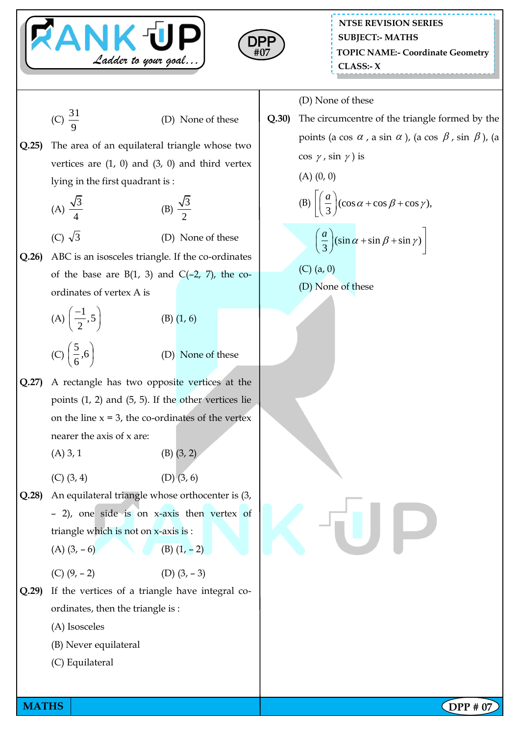(C) $\frac{31}{9}$ (D) None of these

**Q.25)** The area of an equilateral triangle whose two vertices are (1, 0) and (3, 0) and third vertex lying in the first quadrant is :

(A) $\frac{\sqrt{3}}{4}$ (B) $\frac{\sqrt{3}}{2}$

(C) $\sqrt{3}$ (D) None of these

**Q.26)** ABC is an isosceles triangle. If the co-ordinates of the base are B(1, 3) and C(–2, 7), the co-ordinates of vertex A is

(A) $\left(\frac{-1}{2}, 5\right)$ (B) (1, 6)

(C) $\left(\frac{5}{6}, 6\right)$ (D) None of these

**Q.27)** A rectangle has two opposite vertices at the points (1, 2) and (5, 5). If the other vertices lie on the line x = 3, the co-ordinates of the vertex nearer the axis of x are:

(A) 3, 1 (B) (3, 2)

(C) (3, 4) (D) (3, 6)

**Q.28)** An equilateral triangle whose orthocenter is (3, – 2), one side is on x-axis then vertex of triangle which is not on x-axis is :

(A) (3, – 6) (B) (1, – 2)

(C) (9, – 2) (D) (3, – 3)

**Q.29)** If the vertices of a triangle have integral co-ordinates, then the triangle is :

(A) Isosceles

(B) Never equilateral

(C) Equilateral

(D) None of these

**Q.30)** The circumcentre of the triangle formed by the points (a cos $\alpha$, a sin $\alpha$), (a cos $\beta$, sin $\beta$), (a cos $\gamma$, sin $\gamma$) is

(A) (0, 0)

(B) $\left[\left(\frac{a}{3}\right)(\cos\alpha + \cos\beta + \cos\gamma), \left(\frac{a}{3}\right)(\sin\alpha + \sin\beta + \sin\gamma)\right]$

(C) (a, 0)

(D) None of these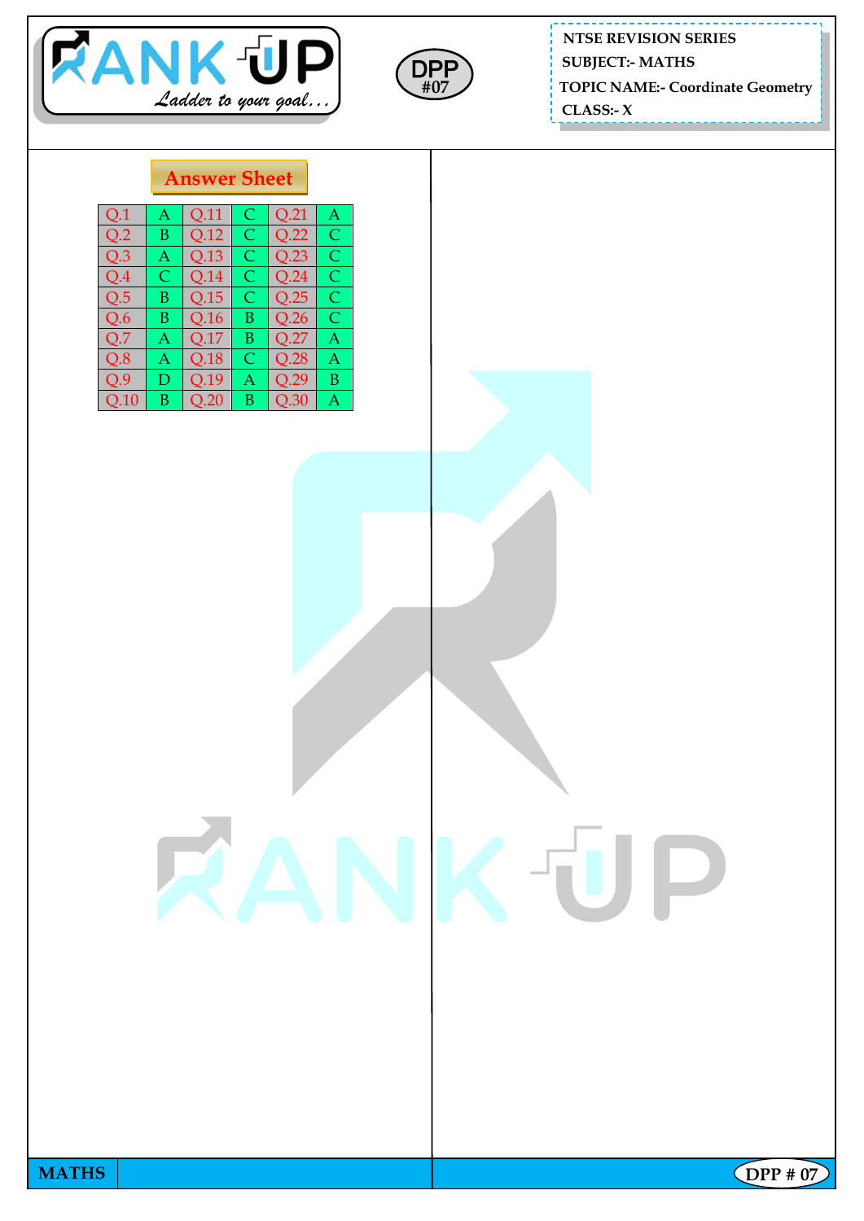## Answer Sheet

| | | | | | |
|---|---|---|---|---|---|
| Q.1 | A | Q.11 | C | Q.21 | A |
| Q.2 | B | Q.12 | C | Q.22 | C |
| Q.3 | A | Q.13 | C | Q.23 | C |
| Q.4 | C | Q.14 | C | Q.24 | C |
| Q.5 | B | Q.15 | C | Q.25 | C |
| Q.6 | B | Q.16 | B | Q.26 | C |
| Q.7 | A | Q.17 | B | Q.27 | A |
| Q.8 | A | Q.18 | C | Q.28 | A |
| Q.9 | D | Q.19 | A | Q.29 | B |
| Q.10 | B | Q.20 | B | Q.30 | A |